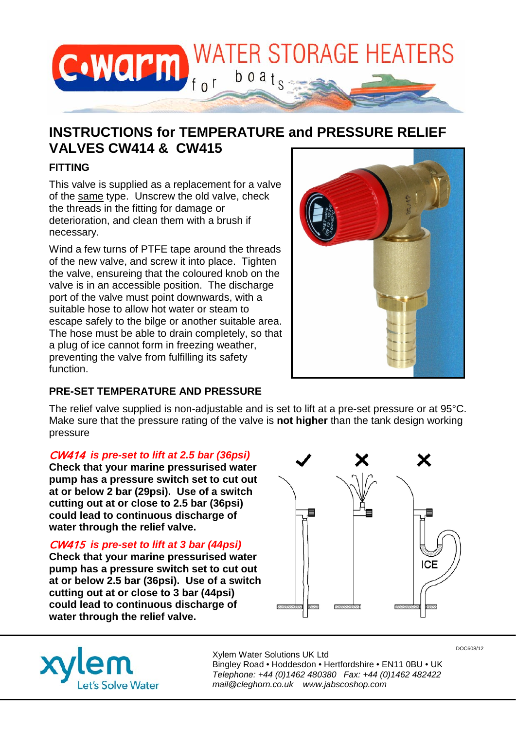C•warm WATER STORAGE HEATERS for boats

# INSTRUCTIONS for TEMPERATURE and PRESSURE RELIEF VALVES CW414 & CW415

## FITTING

This valve is supplied as a replacement for a valve of the same type. Unscrew the old valve, check the threads in the fitting for damage or deterioration, and clean them with a brush if necessary.

Wind a few turns of PTFE tape around the threads of the new valve, and screw it into place. Tighten the valve, ensureing that the coloured knob on the valve is in an accessible position. The discharge port of the valve must point downwards, with a suitable hose to allow hot water or steam to escape safely to the bilge or another suitable area. The hose must be able to drain completely, so that a plug of ice cannot form in freezing weather, preventing the valve from fulfilling its safety function.

## PRE-SET TEMPERATURE AND PRESSURE

The relief valve supplied is non-adjustable and is set to lift at a pre-set pressure or at 95°C. Make sure that the pressure rating of the valve is **not higher** than the tank design working pressure

***CW414 is pre-set to lift at 2.5 bar (36psi)***

**Check that your marine pressurised water pump has a pressure switch set to cut out at or below 2 bar (29psi). Use of a switch cutting out at or close to 2.5 bar (36psi) could lead to continuous discharge of water through the relief valve.**

***CW415 is pre-set to lift at 3 bar (44psi)***

**Check that your marine pressurised water pump has a pressure switch set to cut out at or below 2.5 bar (36psi). Use of a switch cutting out at or close to 3 bar (44psi) could lead to continuous discharge of water through the relief valve.**

✓ ✗ ✗

ICE

xylem Let's Solve Water

Xylem Water Solutions UK Ltd
Bingley Road • Hoddesdon • Hertfordshire • EN11 0BU • UK
*Telephone: +44 (0)1462 480380 Fax: +44 (0)1462 482422*
*mail@cleghorn.co.uk www.jabscoshop.com*

DOC608/12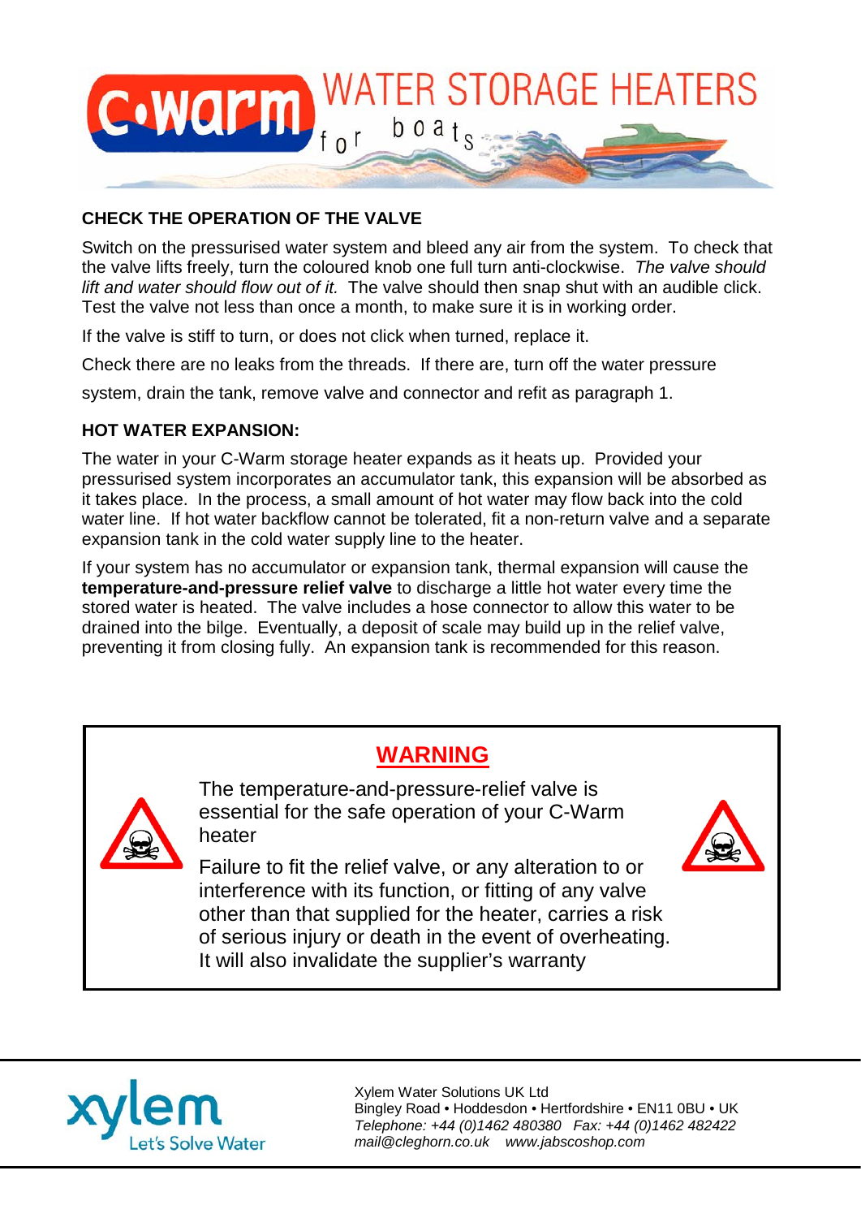## CHECK THE OPERATION OF THE VALVE

Switch on the pressurised water system and bleed any air from the system. To check that the valve lifts freely, turn the coloured knob one full turn anti-clockwise. *The valve should lift and water should flow out of it.* The valve should then snap shut with an audible click. Test the valve not less than once a month, to make sure it is in working order.

If the valve is stiff to turn, or does not click when turned, replace it.

Check there are no leaks from the threads. If there are, turn off the water pressure

system, drain the tank, remove valve and connector and refit as paragraph 1.

## HOT WATER EXPANSION:

The water in your C-Warm storage heater expands as it heats up. Provided your pressurised system incorporates an accumulator tank, this expansion will be absorbed as it takes place. In the process, a small amount of hot water may flow back into the cold water line. If hot water backflow cannot be tolerated, fit a non-return valve and a separate expansion tank in the cold water supply line to the heater.

If your system has no accumulator or expansion tank, thermal expansion will cause the **temperature-and-pressure relief valve** to discharge a little hot water every time the stored water is heated. The valve includes a hose connector to allow this water to be drained into the bilge. Eventually, a deposit of scale may build up in the relief valve, preventing it from closing fully. An expansion tank is recommended for this reason.

## WARNING

The temperature-and-pressure-relief valve is essential for the safe operation of your C-Warm heater

Failure to fit the relief valve, or any alteration to or interference with its function, or fitting of any valve other than that supplied for the heater, carries a risk of serious injury or death in the event of overheating. It will also invalidate the supplier's warranty

Xylem Water Solutions UK Ltd
Bingley Road • Hoddesdon • Hertfordshire • EN11 0BU • UK
*Telephone: +44 (0)1462 480380 Fax: +44 (0)1462 482422*
*mail@cleghorn.co.uk www.jabscoshop.com*